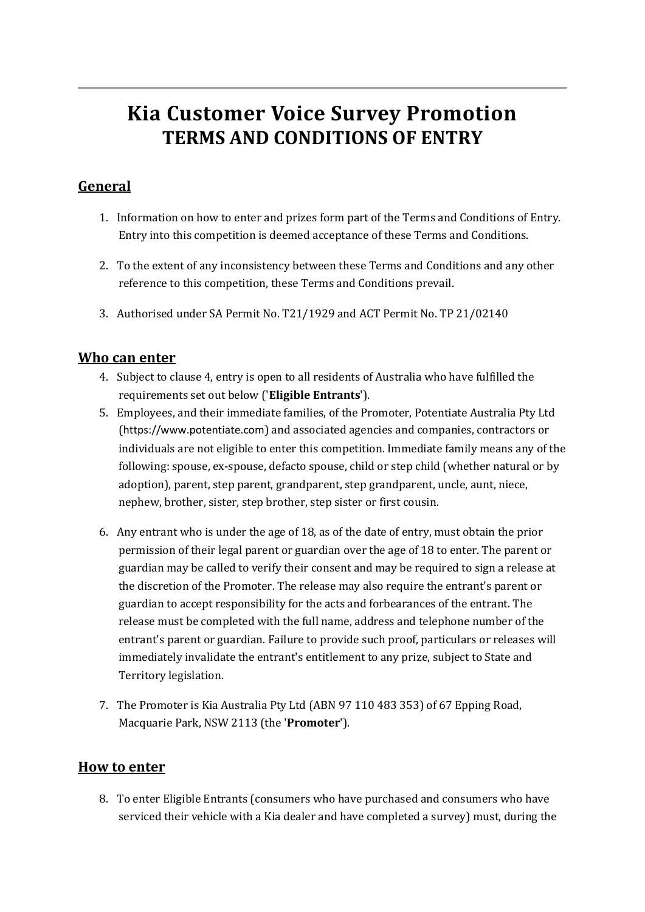# Kia Customer Voice Survey Promotion
## TERMS AND CONDITIONS OF ENTRY

### General

1. Information on how to enter and prizes form part of the Terms and Conditions of Entry. Entry into this competition is deemed acceptance of these Terms and Conditions.

2. To the extent of any inconsistency between these Terms and Conditions and any other reference to this competition, these Terms and Conditions prevail.

3. Authorised under SA Permit No. T21/1929 and ACT Permit No. TP 21/02140

### Who can enter

4. Subject to clause 4, entry is open to all residents of Australia who have fulfilled the requirements set out below ('**Eligible Entrants**').
5. Employees, and their immediate families, of the Promoter, Potentiate Australia Pty Ltd (https://www.potentiate.com) and associated agencies and companies, contractors or individuals are not eligible to enter this competition. Immediate family means any of the following: spouse, ex-spouse, defacto spouse, child or step child (whether natural or by adoption), parent, step parent, grandparent, step grandparent, uncle, aunt, niece, nephew, brother, sister, step brother, step sister or first cousin.

6. Any entrant who is under the age of 18, as of the date of entry, must obtain the prior permission of their legal parent or guardian over the age of 18 to enter. The parent or guardian may be called to verify their consent and may be required to sign a release at the discretion of the Promoter. The release may also require the entrant's parent or guardian to accept responsibility for the acts and forbearances of the entrant. The release must be completed with the full name, address and telephone number of the entrant's parent or guardian. Failure to provide such proof, particulars or releases will immediately invalidate the entrant's entitlement to any prize, subject to State and Territory legislation.

7. The Promoter is Kia Australia Pty Ltd (ABN 97 110 483 353) of 67 Epping Road, Macquarie Park, NSW 2113 (the '**Promoter**').

### How to enter

8. To enter Eligible Entrants (consumers who have purchased and consumers who have serviced their vehicle with a Kia dealer and have completed a survey) must, during the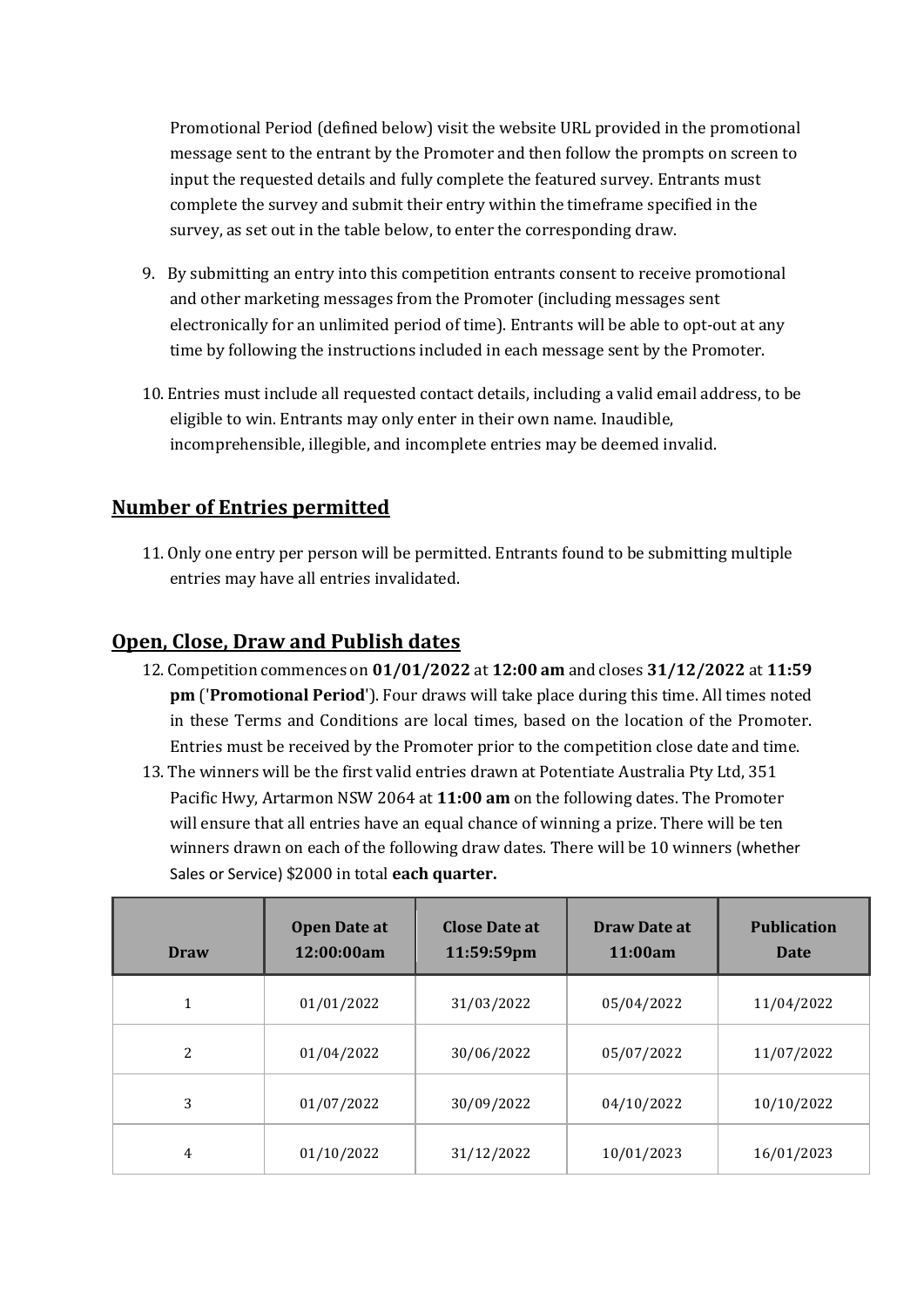Promotional Period (defined below) visit the website URL provided in the promotional message sent to the entrant by the Promoter and then follow the prompts on screen to input the requested details and fully complete the featured survey. Entrants must complete the survey and submit their entry within the timeframe specified in the survey, as set out in the table below, to enter the corresponding draw.

9. By submitting an entry into this competition entrants consent to receive promotional and other marketing messages from the Promoter (including messages sent electronically for an unlimited period of time). Entrants will be able to opt-out at any time by following the instructions included in each message sent by the Promoter.

10. Entries must include all requested contact details, including a valid email address, to be eligible to win. Entrants may only enter in their own name. Inaudible, incomprehensible, illegible, and incomplete entries may be deemed invalid.

## Number of Entries permitted

11. Only one entry per person will be permitted. Entrants found to be submitting multiple entries may have all entries invalidated.

## Open, Close, Draw and Publish dates

12. Competition commences on **01/01/2022** at **12:00 am** and closes **31/12/2022** at **11:59 pm** ('**Promotional Period**'). Four draws will take place during this time. All times noted in these Terms and Conditions are local times, based on the location of the Promoter. Entries must be received by the Promoter prior to the competition close date and time.

13. The winners will be the first valid entries drawn at Potentiate Australia Pty Ltd, 351 Pacific Hwy, Artarmon NSW 2064 at **11:00 am** on the following dates. The Promoter will ensure that all entries have an equal chance of winning a prize. There will be ten winners drawn on each of the following draw dates. There will be 10 winners (whether Sales or Service) $2000 in total **each quarter.**

| Draw | Open Date at 12:00:00am | Close Date at 11:59:59pm | Draw Date at 11:00am | Publication Date |
|---|---|---|---|---|
| 1 | 01/01/2022 | 31/03/2022 | 05/04/2022 | 11/04/2022 |
| 2 | 01/04/2022 | 30/06/2022 | 05/07/2022 | 11/07/2022 |
| 3 | 01/07/2022 | 30/09/2022 | 04/10/2022 | 10/10/2022 |
| 4 | 01/10/2022 | 31/12/2022 | 10/01/2023 | 16/01/2023 |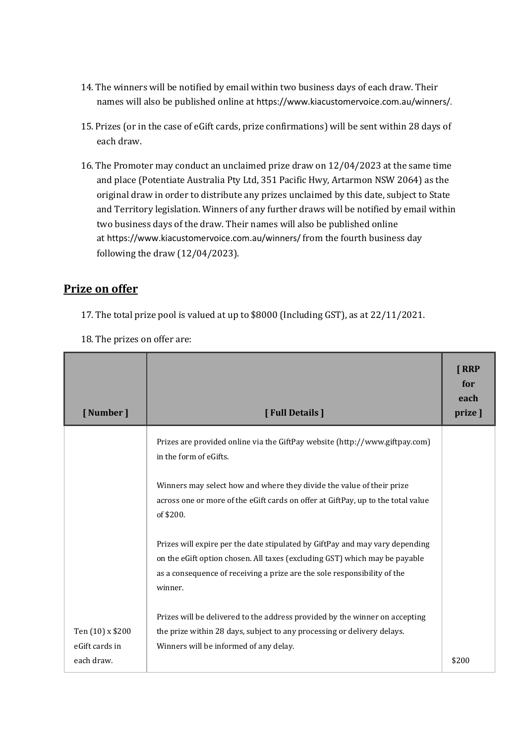14. The winners will be notified by email within two business days of each draw. Their names will also be published online at https://www.kiacustomervoice.com.au/winners/.

15. Prizes (or in the case of eGift cards, prize confirmations) will be sent within 28 days of each draw.

16. The Promoter may conduct an unclaimed prize draw on 12/04/2023 at the same time and place (Potentiate Australia Pty Ltd, 351 Pacific Hwy, Artarmon NSW 2064) as the original draw in order to distribute any prizes unclaimed by this date, subject to State and Territory legislation. Winners of any further draws will be notified by email within two business days of the draw. Their names will also be published online at https://www.kiacustomervoice.com.au/winners/ from the fourth business day following the draw (12/04/2023).

## Prize on offer

17. The total prize pool is valued at up to $8000 (Including GST), as at 22/11/2021.

18. The prizes on offer are:

| [ Number ] | [ Full Details ] | [ RRP for each prize ] |
|---|---|---|
| Ten (10) x $200 eGift cards in each draw. | Prizes are provided online via the GiftPay website (http://www.giftpay.com) in the form of eGifts.<br><br>Winners may select how and where they divide the value of their prize across one or more of the eGift cards on offer at GiftPay, up to the total value of $200.<br><br>Prizes will expire per the date stipulated by GiftPay and may vary depending on the eGift option chosen. All taxes (excluding GST) which may be payable as a consequence of receiving a prize are the sole responsibility of the winner.<br><br>Prizes will be delivered to the address provided by the winner on accepting the prize within 28 days, subject to any processing or delivery delays. Winners will be informed of any delay. | $200 |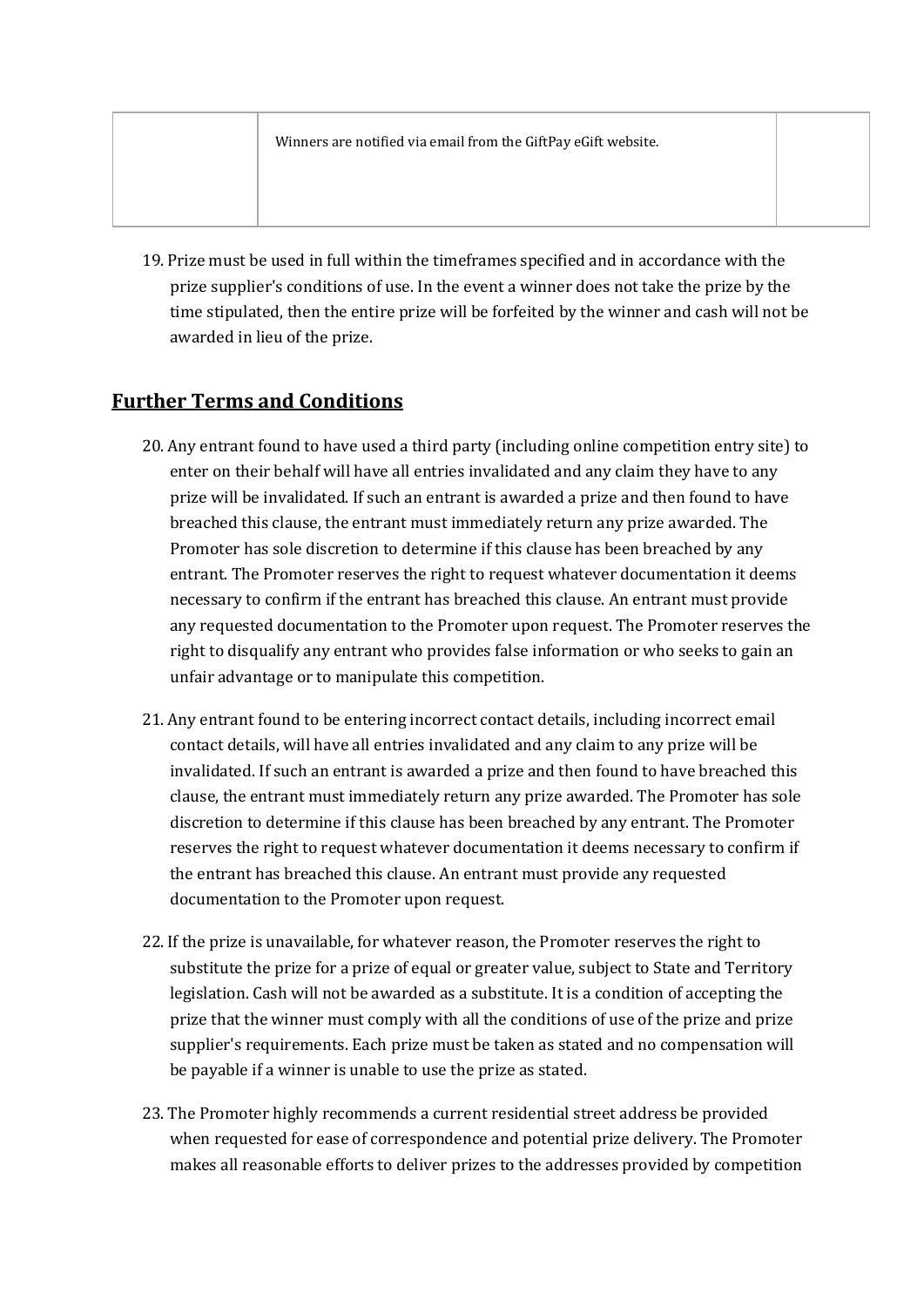| | | |
|---|---|---|
| | Winners are notified via email from the GiftPay eGift website. | |

19. Prize must be used in full within the timeframes specified and in accordance with the prize supplier's conditions of use. In the event a winner does not take the prize by the time stipulated, then the entire prize will be forfeited by the winner and cash will not be awarded in lieu of the prize.

## Further Terms and Conditions

20. Any entrant found to have used a third party (including online competition entry site) to enter on their behalf will have all entries invalidated and any claim they have to any prize will be invalidated. If such an entrant is awarded a prize and then found to have breached this clause, the entrant must immediately return any prize awarded. The Promoter has sole discretion to determine if this clause has been breached by any entrant. The Promoter reserves the right to request whatever documentation it deems necessary to confirm if the entrant has breached this clause. An entrant must provide any requested documentation to the Promoter upon request. The Promoter reserves the right to disqualify any entrant who provides false information or who seeks to gain an unfair advantage or to manipulate this competition.

21. Any entrant found to be entering incorrect contact details, including incorrect email contact details, will have all entries invalidated and any claim to any prize will be invalidated. If such an entrant is awarded a prize and then found to have breached this clause, the entrant must immediately return any prize awarded. The Promoter has sole discretion to determine if this clause has been breached by any entrant. The Promoter reserves the right to request whatever documentation it deems necessary to confirm if the entrant has breached this clause. An entrant must provide any requested documentation to the Promoter upon request.

22. If the prize is unavailable, for whatever reason, the Promoter reserves the right to substitute the prize for a prize of equal or greater value, subject to State and Territory legislation. Cash will not be awarded as a substitute. It is a condition of accepting the prize that the winner must comply with all the conditions of use of the prize and prize supplier's requirements. Each prize must be taken as stated and no compensation will be payable if a winner is unable to use the prize as stated.

23. The Promoter highly recommends a current residential street address be provided when requested for ease of correspondence and potential prize delivery. The Promoter makes all reasonable efforts to deliver prizes to the addresses provided by competition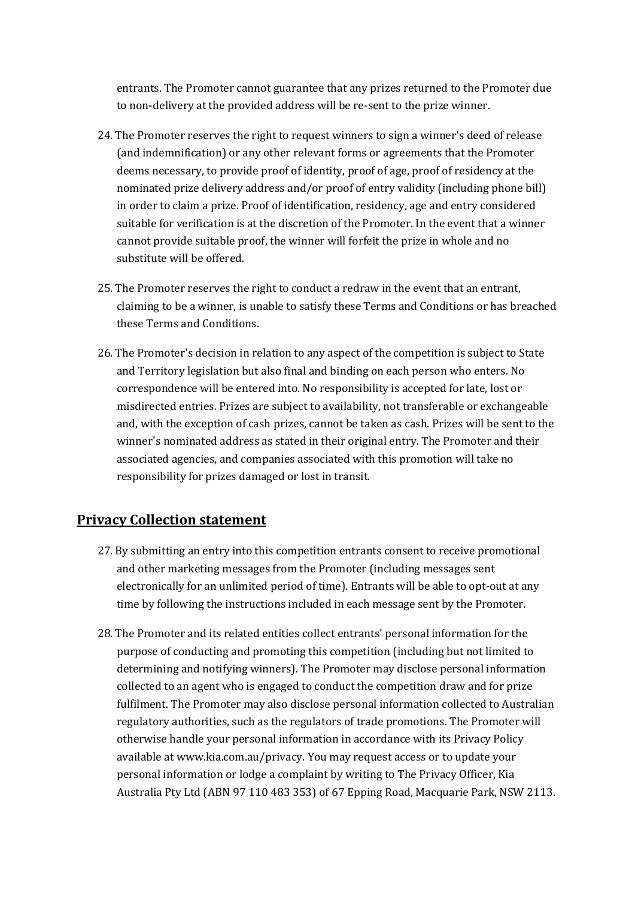entrants. The Promoter cannot guarantee that any prizes returned to the Promoter due to non-delivery at the provided address will be re-sent to the prize winner.

24. The Promoter reserves the right to request winners to sign a winner's deed of release (and indemnification) or any other relevant forms or agreements that the Promoter deems necessary, to provide proof of identity, proof of age, proof of residency at the nominated prize delivery address and/or proof of entry validity (including phone bill) in order to claim a prize. Proof of identification, residency, age and entry considered suitable for verification is at the discretion of the Promoter. In the event that a winner cannot provide suitable proof, the winner will forfeit the prize in whole and no substitute will be offered.

25. The Promoter reserves the right to conduct a redraw in the event that an entrant, claiming to be a winner, is unable to satisfy these Terms and Conditions or has breached these Terms and Conditions.

26. The Promoter's decision in relation to any aspect of the competition is subject to State and Territory legislation but also final and binding on each person who enters. No correspondence will be entered into. No responsibility is accepted for late, lost or misdirected entries. Prizes are subject to availability, not transferable or exchangeable and, with the exception of cash prizes, cannot be taken as cash. Prizes will be sent to the winner's nominated address as stated in their original entry. The Promoter and their associated agencies, and companies associated with this promotion will take no responsibility for prizes damaged or lost in transit.

## Privacy Collection statement

27. By submitting an entry into this competition entrants consent to receive promotional and other marketing messages from the Promoter (including messages sent electronically for an unlimited period of time). Entrants will be able to opt-out at any time by following the instructions included in each message sent by the Promoter.

28. The Promoter and its related entities collect entrants' personal information for the purpose of conducting and promoting this competition (including but not limited to determining and notifying winners). The Promoter may disclose personal information collected to an agent who is engaged to conduct the competition draw and for prize fulfilment. The Promoter may also disclose personal information collected to Australian regulatory authorities, such as the regulators of trade promotions. The Promoter will otherwise handle your personal information in accordance with its Privacy Policy available at www.kia.com.au/privacy. You may request access or to update your personal information or lodge a complaint by writing to The Privacy Officer, Kia Australia Pty Ltd (ABN 97 110 483 353) of 67 Epping Road, Macquarie Park, NSW 2113.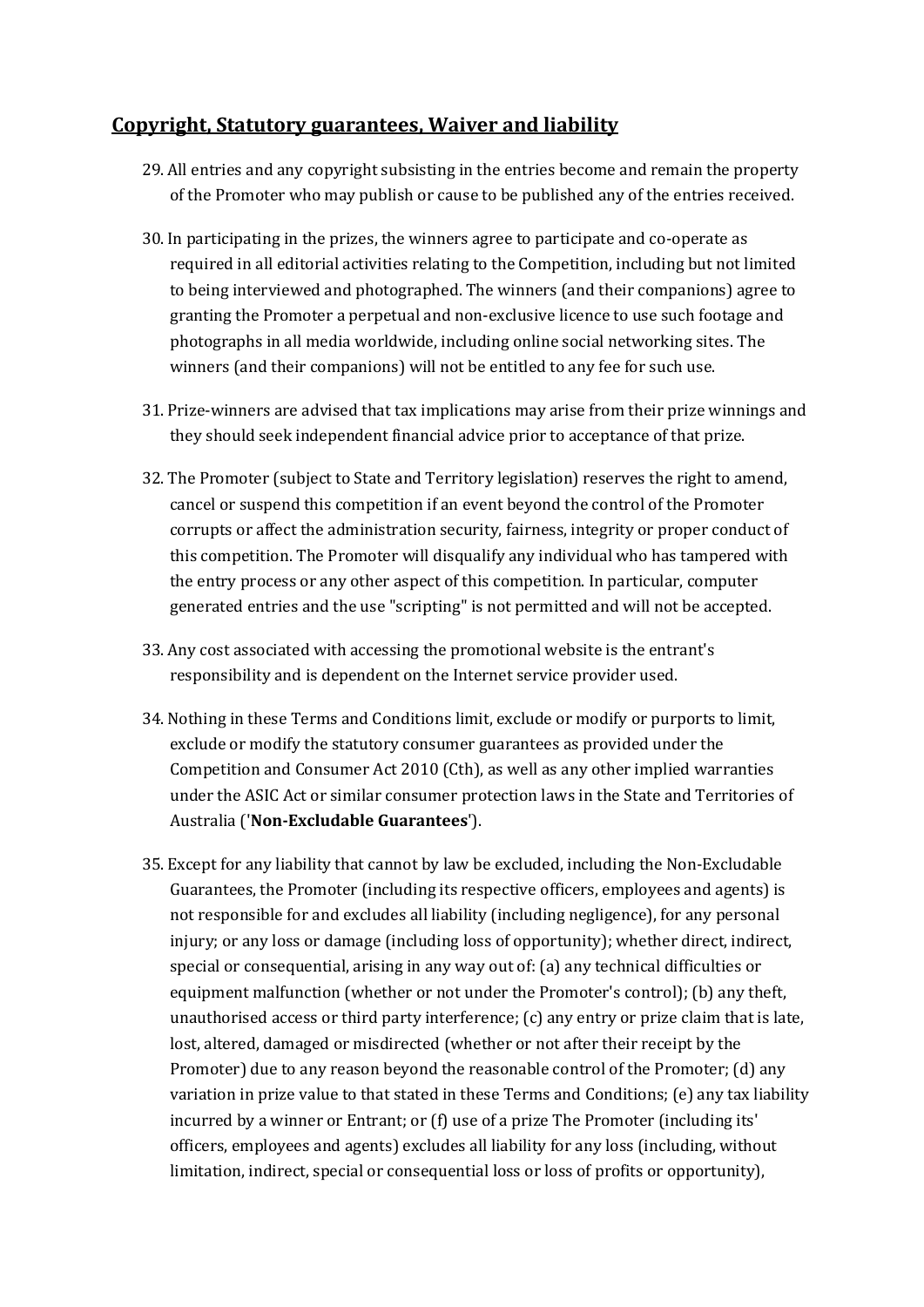## Copyright, Statutory guarantees, Waiver and liability

29. All entries and any copyright subsisting in the entries become and remain the property of the Promoter who may publish or cause to be published any of the entries received.

30. In participating in the prizes, the winners agree to participate and co-operate as required in all editorial activities relating to the Competition, including but not limited to being interviewed and photographed. The winners (and their companions) agree to granting the Promoter a perpetual and non-exclusive licence to use such footage and photographs in all media worldwide, including online social networking sites. The winners (and their companions) will not be entitled to any fee for such use.

31. Prize-winners are advised that tax implications may arise from their prize winnings and they should seek independent financial advice prior to acceptance of that prize.

32. The Promoter (subject to State and Territory legislation) reserves the right to amend, cancel or suspend this competition if an event beyond the control of the Promoter corrupts or affect the administration security, fairness, integrity or proper conduct of this competition. The Promoter will disqualify any individual who has tampered with the entry process or any other aspect of this competition. In particular, computer generated entries and the use "scripting" is not permitted and will not be accepted.

33. Any cost associated with accessing the promotional website is the entrant's responsibility and is dependent on the Internet service provider used.

34. Nothing in these Terms and Conditions limit, exclude or modify or purports to limit, exclude or modify the statutory consumer guarantees as provided under the Competition and Consumer Act 2010 (Cth), as well as any other implied warranties under the ASIC Act or similar consumer protection laws in the State and Territories of Australia ('**Non-Excludable Guarantees**').

35. Except for any liability that cannot by law be excluded, including the Non-Excludable Guarantees, the Promoter (including its respective officers, employees and agents) is not responsible for and excludes all liability (including negligence), for any personal injury; or any loss or damage (including loss of opportunity); whether direct, indirect, special or consequential, arising in any way out of: (a) any technical difficulties or equipment malfunction (whether or not under the Promoter's control); (b) any theft, unauthorised access or third party interference; (c) any entry or prize claim that is late, lost, altered, damaged or misdirected (whether or not after their receipt by the Promoter) due to any reason beyond the reasonable control of the Promoter; (d) any variation in prize value to that stated in these Terms and Conditions; (e) any tax liability incurred by a winner or Entrant; or (f) use of a prize The Promoter (including its' officers, employees and agents) excludes all liability for any loss (including, without limitation, indirect, special or consequential loss or loss of profits or opportunity),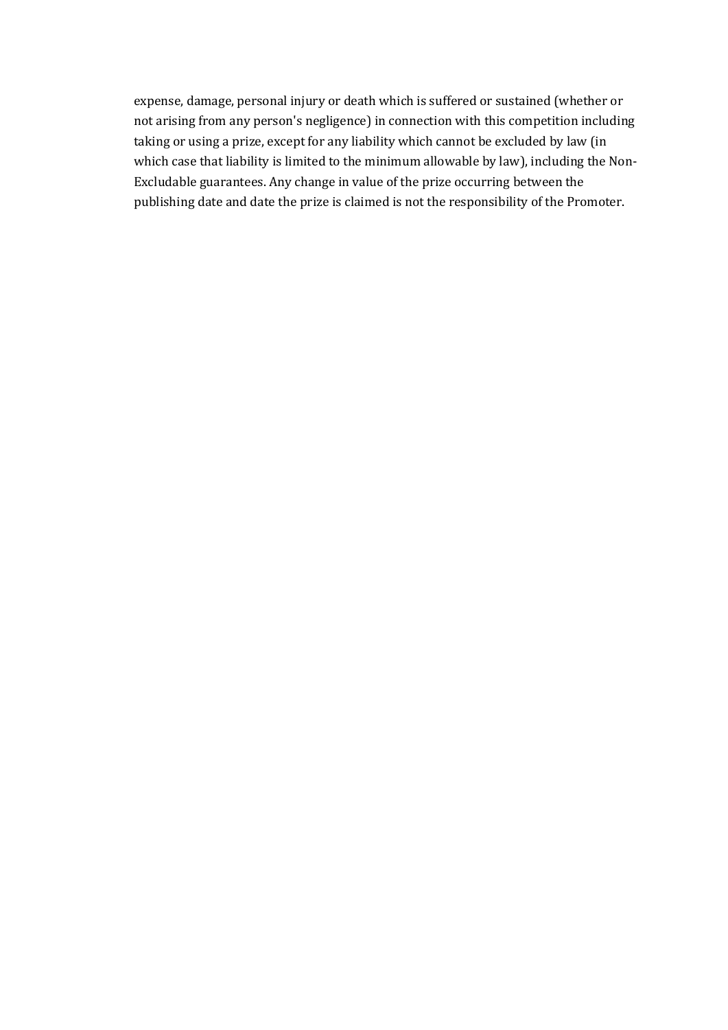expense, damage, personal injury or death which is suffered or sustained (whether or not arising from any person's negligence) in connection with this competition including taking or using a prize, except for any liability which cannot be excluded by law (in which case that liability is limited to the minimum allowable by law), including the Non-Excludable guarantees. Any change in value of the prize occurring between the publishing date and date the prize is claimed is not the responsibility of the Promoter.